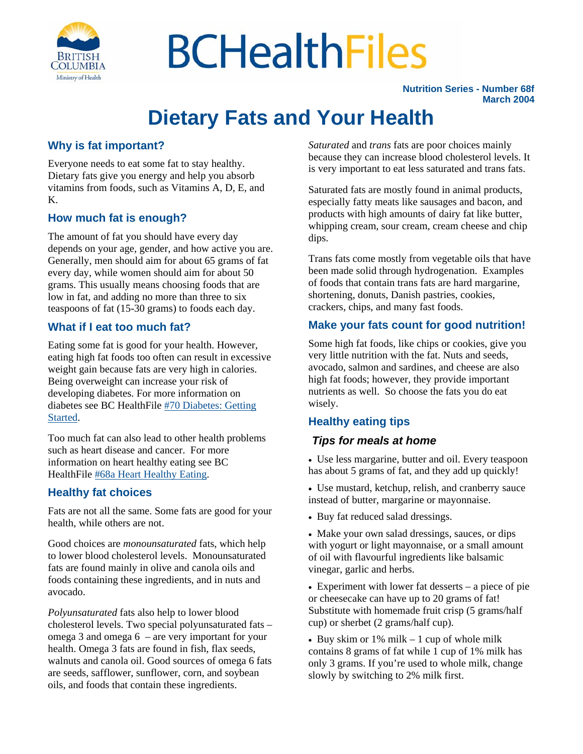BCHealthFiles

**Nutrition Series - Number 68f**
**March 2004**

# Dietary Fats and Your Health

## Why is fat important?

Everyone needs to eat some fat to stay healthy. Dietary fats give you energy and help you absorb vitamins from foods, such as Vitamins A, D, E, and K.

## How much fat is enough?

The amount of fat you should have every day depends on your age, gender, and how active you are. Generally, men should aim for about 65 grams of fat every day, while women should aim for about 50 grams. This usually means choosing foods that are low in fat, and adding no more than three to six teaspoons of fat (15-30 grams) to foods each day.

## What if I eat too much fat?

Eating some fat is good for your health. However, eating high fat foods too often can result in excessive weight gain because fats are very high in calories. Being overweight can increase your risk of developing diabetes. For more information on diabetes see BC HealthFile [#70 Diabetes: Getting Started](#).

Too much fat can also lead to other health problems such as heart disease and cancer. For more information on heart healthy eating see BC HealthFile [#68a Heart Healthy Eating](#).

## Healthy fat choices

Fats are not all the same. Some fats are good for your health, while others are not.

Good choices are *monounsaturated* fats, which help to lower blood cholesterol levels. Monounsaturated fats are found mainly in olive and canola oils and foods containing these ingredients, and in nuts and avocado.

*Polyunsaturated* fats also help to lower blood cholesterol levels. Two special polyunsaturated fats – omega 3 and omega 6 – are very important for your health. Omega 3 fats are found in fish, flax seeds, walnuts and canola oil. Good sources of omega 6 fats are seeds, safflower, sunflower, corn, and soybean oils, and foods that contain these ingredients.

*Saturated* and *trans* fats are poor choices mainly because they can increase blood cholesterol levels. It is very important to eat less saturated and trans fats.

Saturated fats are mostly found in animal products, especially fatty meats like sausages and bacon, and products with high amounts of dairy fat like butter, whipping cream, sour cream, cream cheese and chip dips.

Trans fats come mostly from vegetable oils that have been made solid through hydrogenation. Examples of foods that contain trans fats are hard margarine, shortening, donuts, Danish pastries, cookies, crackers, chips, and many fast foods.

## Make your fats count for good nutrition!

Some high fat foods, like chips or cookies, give you very little nutrition with the fat. Nuts and seeds, avocado, salmon and sardines, and cheese are also high fat foods; however, they provide important nutrients as well. So choose the fats you do eat wisely.

## Healthy eating tips

### *Tips for meals at home*

- Use less margarine, butter and oil. Every teaspoon has about 5 grams of fat, and they add up quickly!
- Use mustard, ketchup, relish, and cranberry sauce instead of butter, margarine or mayonnaise.
- Buy fat reduced salad dressings.
- Make your own salad dressings, sauces, or dips with yogurt or light mayonnaise, or a small amount of oil with flavourful ingredients like balsamic vinegar, garlic and herbs.
- Experiment with lower fat desserts – a piece of pie or cheesecake can have up to 20 grams of fat! Substitute with homemade fruit crisp (5 grams/half cup) or sherbet (2 grams/half cup).
- Buy skim or 1% milk – 1 cup of whole milk contains 8 grams of fat while 1 cup of 1% milk has only 3 grams. If you're used to whole milk, change slowly by switching to 2% milk first.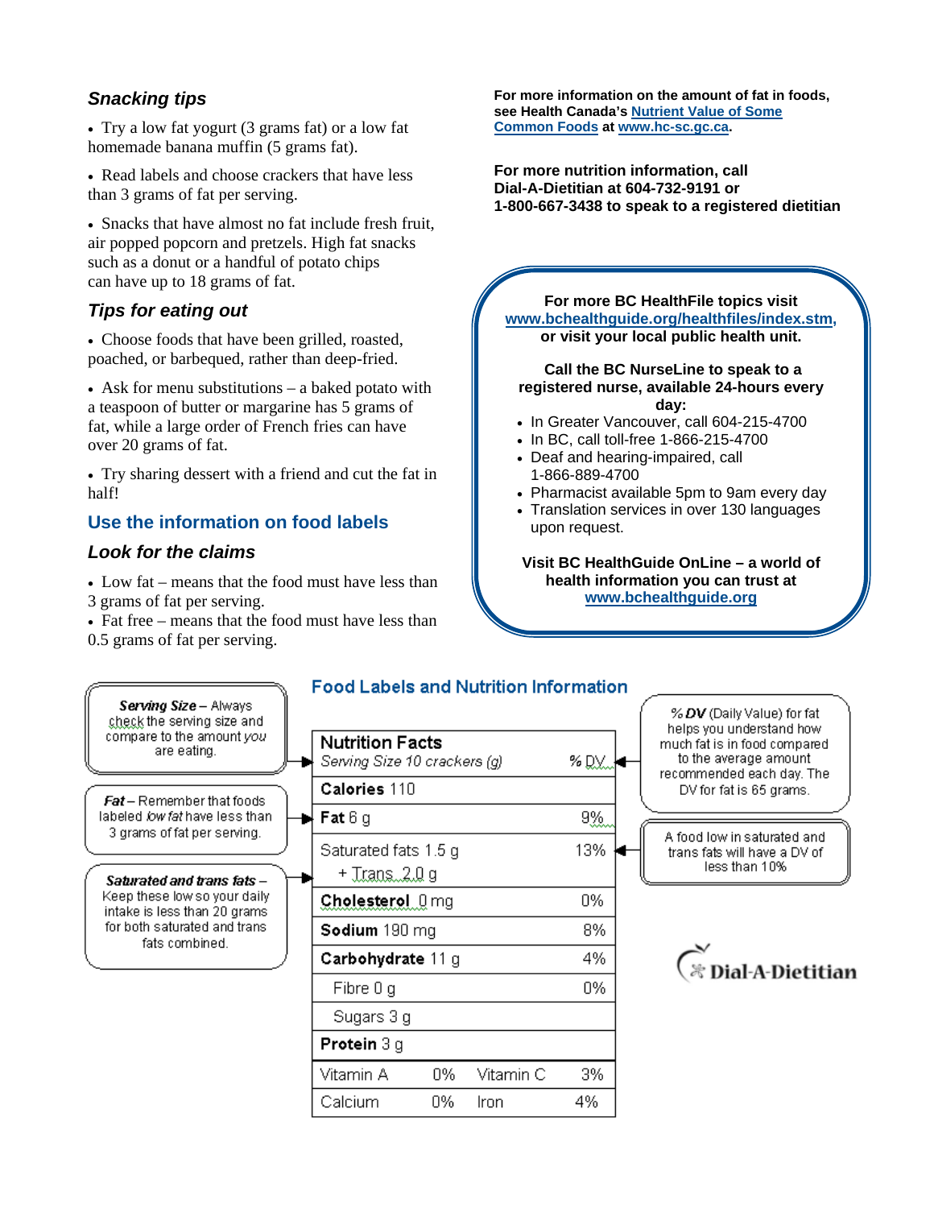### *Snacking tips*

- Try a low fat yogurt (3 grams fat) or a low fat homemade banana muffin (5 grams fat).
- Read labels and choose crackers that have less than 3 grams of fat per serving.
- Snacks that have almost no fat include fresh fruit, air popped popcorn and pretzels. High fat snacks such as a donut or a handful of potato chips can have up to 18 grams of fat.

### *Tips for eating out*

- Choose foods that have been grilled, roasted, poached, or barbequed, rather than deep-fried.
- Ask for menu substitutions – a baked potato with a teaspoon of butter or margarine has 5 grams of fat, while a large order of French fries can have over 20 grams of fat.
- Try sharing dessert with a friend and cut the fat in half!

## Use the information on food labels

### *Look for the claims*

- Low fat – means that the food must have less than 3 grams of fat per serving.
- Fat free – means that the food must have less than 0.5 grams of fat per serving.

**For more information on the amount of fat in foods, see Health Canada's Nutrient Value of Some Common Foods at www.hc-sc.gc.ca.**

**For more nutrition information, call Dial-A-Dietitian at 604-732-9191 or 1-800-667-3438 to speak to a registered dietitian**

**For more BC HealthFile topics visit www.bchealthguide.org/healthfiles/index.stm, or visit your local public health unit.**

**Call the BC NurseLine to speak to a registered nurse, available 24-hours every day:**

- In Greater Vancouver, call 604-215-4700
- In BC, call toll-free 1-866-215-4700
- Deaf and hearing-impaired, call 1-866-889-4700
- Pharmacist available 5pm to 9am every day
- Translation services in over 130 languages upon request.

**Visit BC HealthGuide OnLine – a world of health information you can trust at www.bchealthguide.org**

## Food Labels and Nutrition Information

***Serving Size*** – Always check the serving size and compare to the amount *you* are eating.

***Fat*** – Remember that foods labeled *low fat* have less than 3 grams of fat per serving.

***Saturated and trans fats*** – Keep these low so your daily intake is less than 20 grams for both saturated and trans fats combined.

| Nutrition Facts | |
|---|---|
| *Serving Size 10 crackers (g)* | *% DV* |
| **Calories** 110 | |
| **Fat** 6 g | 9% |
| Saturated fats 1.5 g + Trans 2.0 g | 13% |
| **Cholesterol** 0 mg | 0% |
| **Sodium** 190 mg | 8% |
| **Carbohydrate** 11 g | 4% |
| Fibre 0 g | 0% |
| Sugars 3 g | |
| **Protein** 3 g | |
| Vitamin A 0% | Vitamin C 3% |
| Calcium 0% | Iron 4% |

***% DV*** (Daily Value) for fat helps you understand how much fat is in food compared to the average amount recommended each day. The DV for fat is 65 grams.

A food low in saturated and trans fats will have a DV of less than 10%

Dial-A-Dietitian